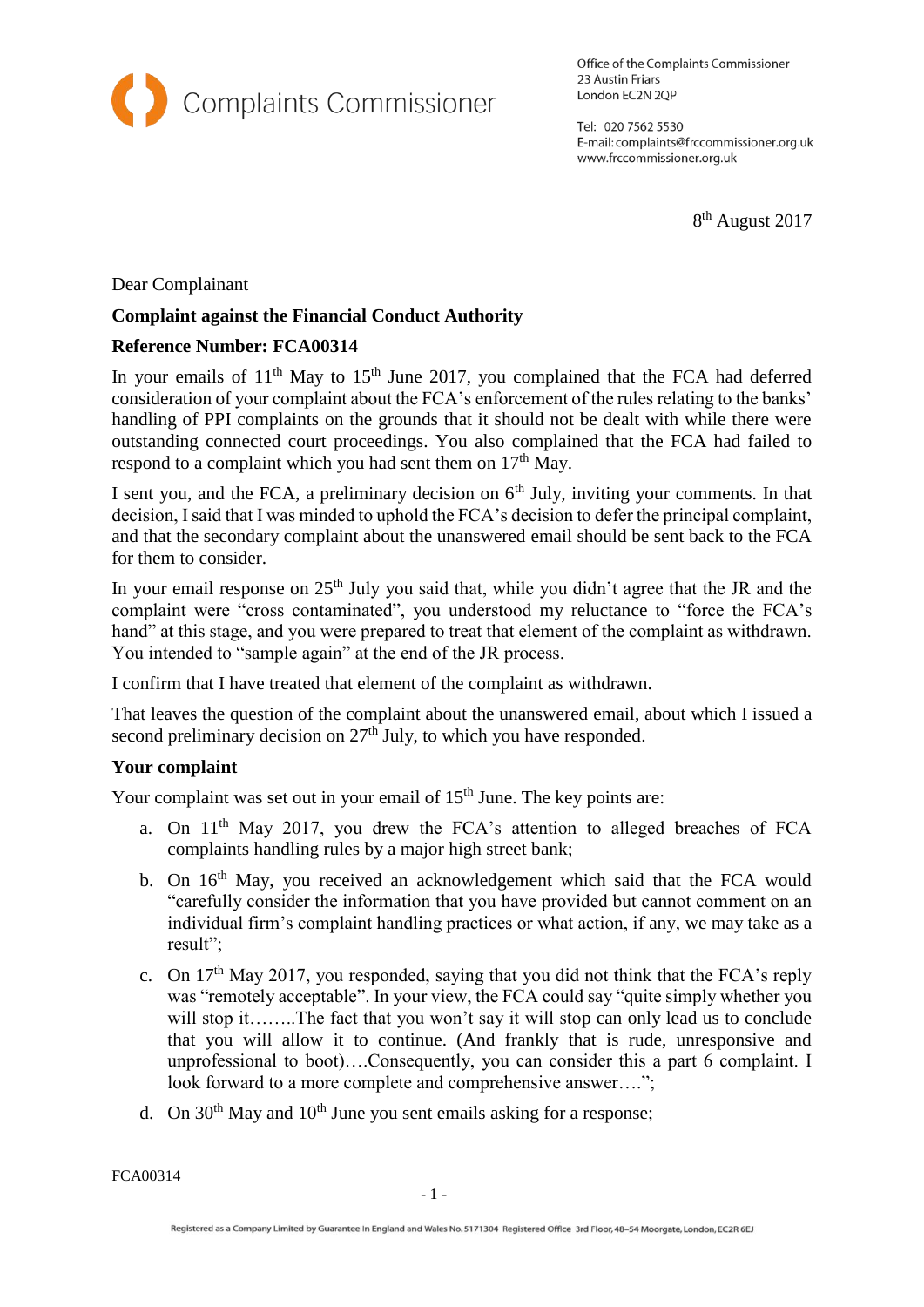Complaints Commissioner

Office of the Complaints Commissioner
23 Austin Friars
London EC2N 2QP

Tel: 020 7562 5530
E-mail: complaints@frccommissioner.org.uk
www.frccommissioner.org.uk

8th August 2017

Dear Complainant

**Complaint against the Financial Conduct Authority**

**Reference Number: FCA00314**

In your emails of 11th May to 15th June 2017, you complained that the FCA had deferred consideration of your complaint about the FCA's enforcement of the rules relating to the banks' handling of PPI complaints on the grounds that it should not be dealt with while there were outstanding connected court proceedings. You also complained that the FCA had failed to respond to a complaint which you had sent them on 17th May.

I sent you, and the FCA, a preliminary decision on 6th July, inviting your comments. In that decision, I said that I was minded to uphold the FCA's decision to defer the principal complaint, and that the secondary complaint about the unanswered email should be sent back to the FCA for them to consider.

In your email response on 25th July you said that, while you didn't agree that the JR and the complaint were "cross contaminated", you understood my reluctance to "force the FCA's hand" at this stage, and you were prepared to treat that element of the complaint as withdrawn. You intended to "sample again" at the end of the JR process.

I confirm that I have treated that element of the complaint as withdrawn.

That leaves the question of the complaint about the unanswered email, about which I issued a second preliminary decision on 27th July, to which you have responded.

**Your complaint**

Your complaint was set out in your email of 15th June. The key points are:

a. On 11th May 2017, you drew the FCA's attention to alleged breaches of FCA complaints handling rules by a major high street bank;
b. On 16th May, you received an acknowledgement which said that the FCA would "carefully consider the information that you have provided but cannot comment on an individual firm's complaint handling practices or what action, if any, we may take as a result";
c. On 17th May 2017, you responded, saying that you did not think that the FCA's reply was "remotely acceptable". In your view, the FCA could say "quite simply whether you will stop it……..The fact that you won't say it will stop can only lead us to conclude that you will allow it to continue. (And frankly that is rude, unresponsive and unprofessional to boot)….Consequently, you can consider this a part 6 complaint. I look forward to a more complete and comprehensive answer….";
d. On 30th May and 10th June you sent emails asking for a response;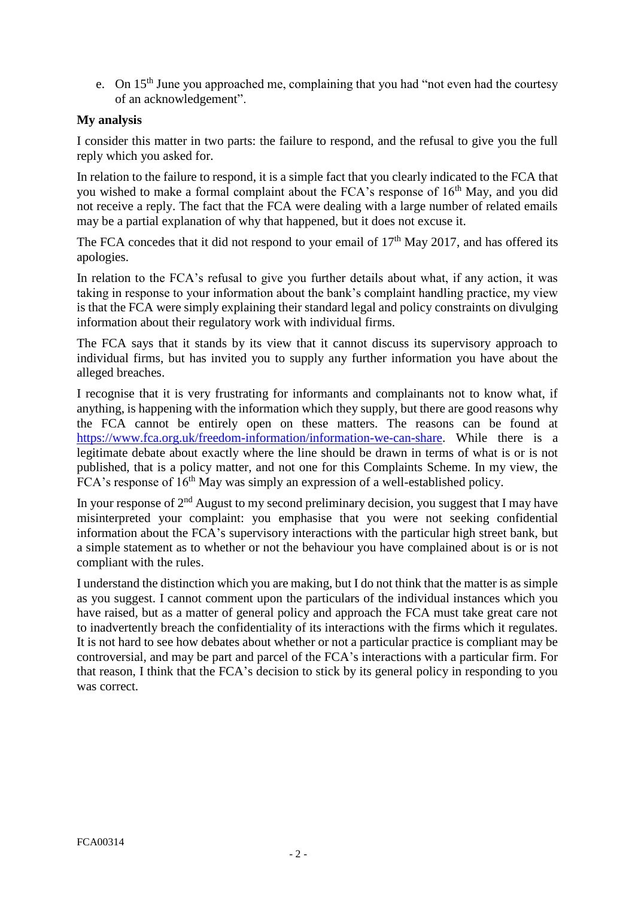e. On 15th June you approached me, complaining that you had "not even had the courtesy of an acknowledgement".

**My analysis**

I consider this matter in two parts: the failure to respond, and the refusal to give you the full reply which you asked for.

In relation to the failure to respond, it is a simple fact that you clearly indicated to the FCA that you wished to make a formal complaint about the FCA's response of 16th May, and you did not receive a reply. The fact that the FCA were dealing with a large number of related emails may be a partial explanation of why that happened, but it does not excuse it.

The FCA concedes that it did not respond to your email of 17th May 2017, and has offered its apologies.

In relation to the FCA's refusal to give you further details about what, if any action, it was taking in response to your information about the bank's complaint handling practice, my view is that the FCA were simply explaining their standard legal and policy constraints on divulging information about their regulatory work with individual firms.

The FCA says that it stands by its view that it cannot discuss its supervisory approach to individual firms, but has invited you to supply any further information you have about the alleged breaches.

I recognise that it is very frustrating for informants and complainants not to know what, if anything, is happening with the information which they supply, but there are good reasons why the FCA cannot be entirely open on these matters. The reasons can be found at https://www.fca.org.uk/freedom-information/information-we-can-share. While there is a legitimate debate about exactly where the line should be drawn in terms of what is or is not published, that is a policy matter, and not one for this Complaints Scheme. In my view, the FCA's response of 16th May was simply an expression of a well-established policy.

In your response of 2nd August to my second preliminary decision, you suggest that I may have misinterpreted your complaint: you emphasise that you were not seeking confidential information about the FCA's supervisory interactions with the particular high street bank, but a simple statement as to whether or not the behaviour you have complained about is or is not compliant with the rules.

I understand the distinction which you are making, but I do not think that the matter is as simple as you suggest. I cannot comment upon the particulars of the individual instances which you have raised, but as a matter of general policy and approach the FCA must take great care not to inadvertently breach the confidentiality of its interactions with the firms which it regulates. It is not hard to see how debates about whether or not a particular practice is compliant may be controversial, and may be part and parcel of the FCA's interactions with a particular firm. For that reason, I think that the FCA's decision to stick by its general policy in responding to you was correct.

FCA00314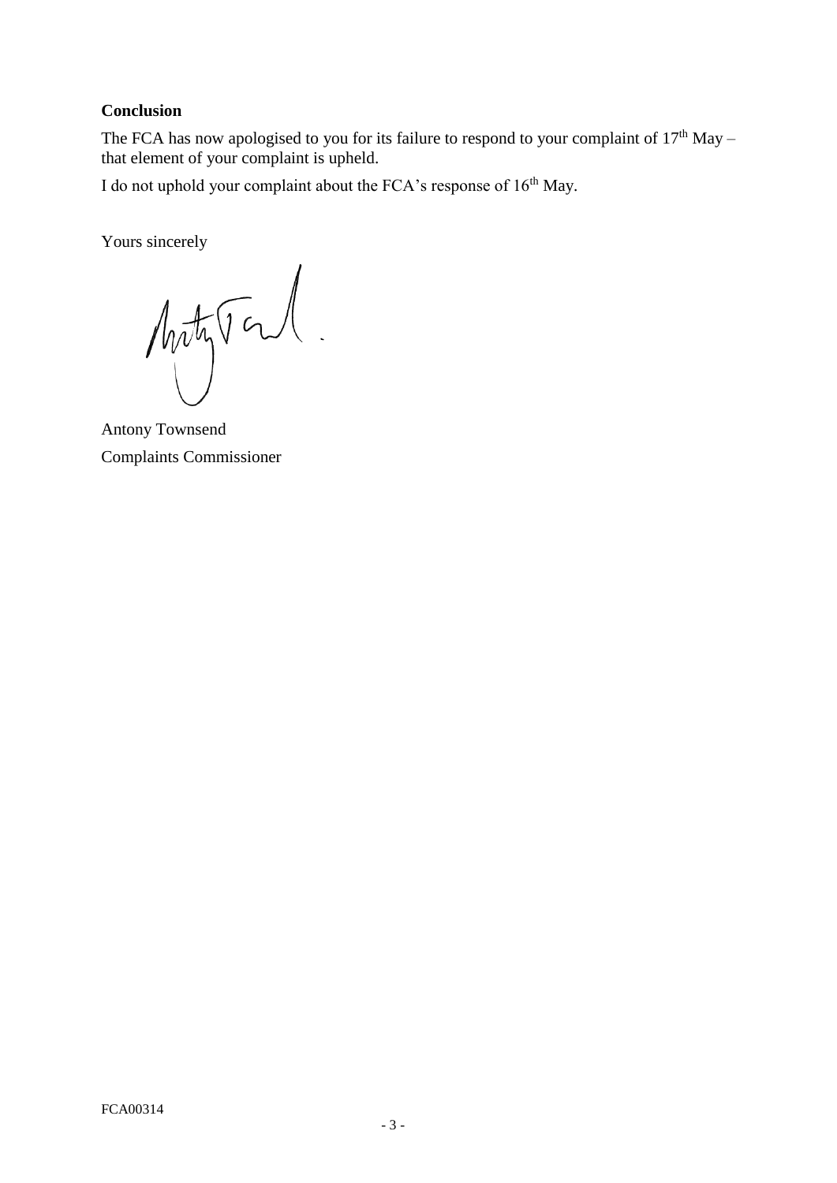**Conclusion**

The FCA has now apologised to you for its failure to respond to your complaint of 17th May – that element of your complaint is upheld.

I do not uphold your complaint about the FCA's response of 16th May.

Yours sincerely

Antony Townsend
Complaints Commissioner

FCA00314